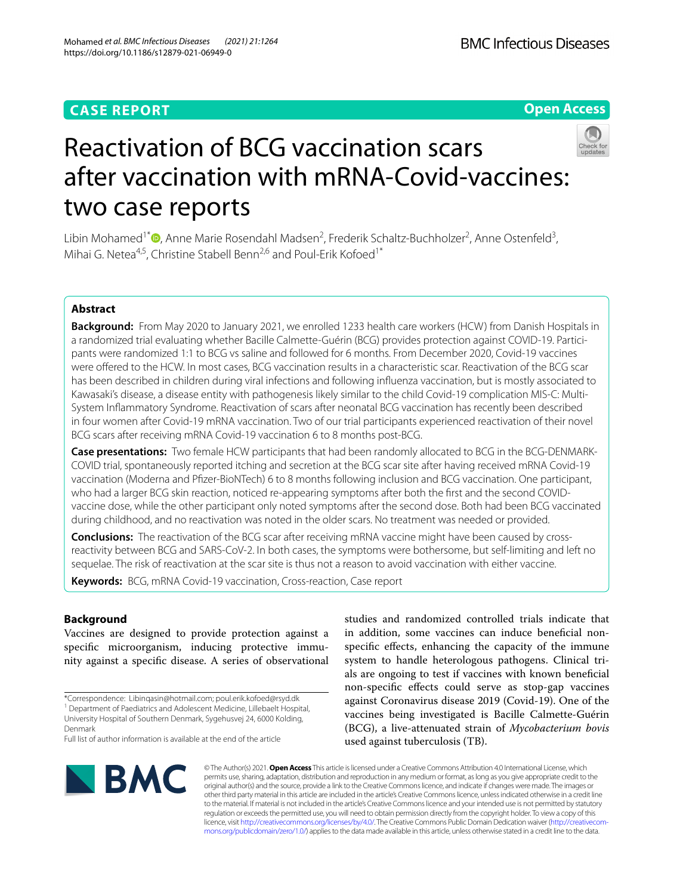CASE REPORT

Open Access

# Reactivation of BCG vaccination scars after vaccination with mRNA-Covid-vaccines: two case reports

Libin Mohamed[1*], Anne Marie Rosendahl Madsen[2], Frederik Schaltz-Buchholzer[2], Anne Ostenfeld[3], Mihai G. Netea[4,5], Christine Stabell Benn[2,6] and Poul-Erik Kofoed[1*]

## Abstract

**Background:** From May 2020 to January 2021, we enrolled 1233 health care workers (HCW) from Danish Hospitals in a randomized trial evaluating whether Bacille Calmette-Guérin (BCG) provides protection against COVID-19. Participants were randomized 1:1 to BCG vs saline and followed for 6 months. From December 2020, Covid-19 vaccines were offered to the HCW. In most cases, BCG vaccination results in a characteristic scar. Reactivation of the BCG scar has been described in children during viral infections and following influenza vaccination, but is mostly associated to Kawasaki's disease, a disease entity with pathogenesis likely similar to the child Covid-19 complication MIS-C: Multi-System Inflammatory Syndrome. Reactivation of scars after neonatal BCG vaccination has recently been described in four women after Covid-19 mRNA vaccination. Two of our trial participants experienced reactivation of their novel BCG scars after receiving mRNA Covid-19 vaccination 6 to 8 months post-BCG.

**Case presentations:** Two female HCW participants that had been randomly allocated to BCG in the BCG-DENMARK-COVID trial, spontaneously reported itching and secretion at the BCG scar site after having received mRNA Covid-19 vaccination (Moderna and Pfizer-BioNTech) 6 to 8 months following inclusion and BCG vaccination. One participant, who had a larger BCG skin reaction, noticed re-appearing symptoms after both the first and the second COVID-vaccine dose, while the other participant only noted symptoms after the second dose. Both had been BCG vaccinated during childhood, and no reactivation was noted in the older scars. No treatment was needed or provided.

**Conclusions:** The reactivation of the BCG scar after receiving mRNA vaccine might have been caused by cross-reactivity between BCG and SARS-CoV-2. In both cases, the symptoms were bothersome, but self-limiting and left no sequelae. The risk of reactivation at the scar site is thus not a reason to avoid vaccination with either vaccine.

**Keywords:** BCG, mRNA Covid-19 vaccination, Cross-reaction, Case report

## Background

Vaccines are designed to provide protection against a specific microorganism, inducing protective immunity against a specific disease. A series of observational studies and randomized controlled trials indicate that in addition, some vaccines can induce beneficial non-specific effects, enhancing the capacity of the immune system to handle heterologous pathogens. Clinical trials are ongoing to test if vaccines with known beneficial non-specific effects could serve as stop-gap vaccines against Coronavirus disease 2019 (Covid-19). One of the vaccines being investigated is Bacille Calmette-Guérin (BCG), a live-attenuated strain of *Mycobacterium bovis* used against tuberculosis (TB).

*Correspondence: Libinqasin@hotmail.com; poul.erik.kofoed@rsyd.dk
[1] Department of Paediatrics and Adolescent Medicine, Lillebaelt Hospital, University Hospital of Southern Denmark, Sygehusvej 24, 6000 Kolding, Denmark
Full list of author information is available at the end of the article

© The Author(s) 2021. **Open Access** This article is licensed under a Creative Commons Attribution 4.0 International License, which permits use, sharing, adaptation, distribution and reproduction in any medium or format, as long as you give appropriate credit to the original author(s) and the source, provide a link to the Creative Commons licence, and indicate if changes were made. The images or other third party material in this article are included in the article's Creative Commons licence, unless indicated otherwise in a credit line to the material. If material is not included in the article's Creative Commons licence and your intended use is not permitted by statutory regulation or exceeds the permitted use, you will need to obtain permission directly from the copyright holder. To view a copy of this licence, visit http://creativecommons.org/licenses/by/4.0/. The Creative Commons Public Domain Dedication waiver (http://creativecommons.org/publicdomain/zero/1.0/) applies to the data made available in this article, unless otherwise stated in a credit line to the data.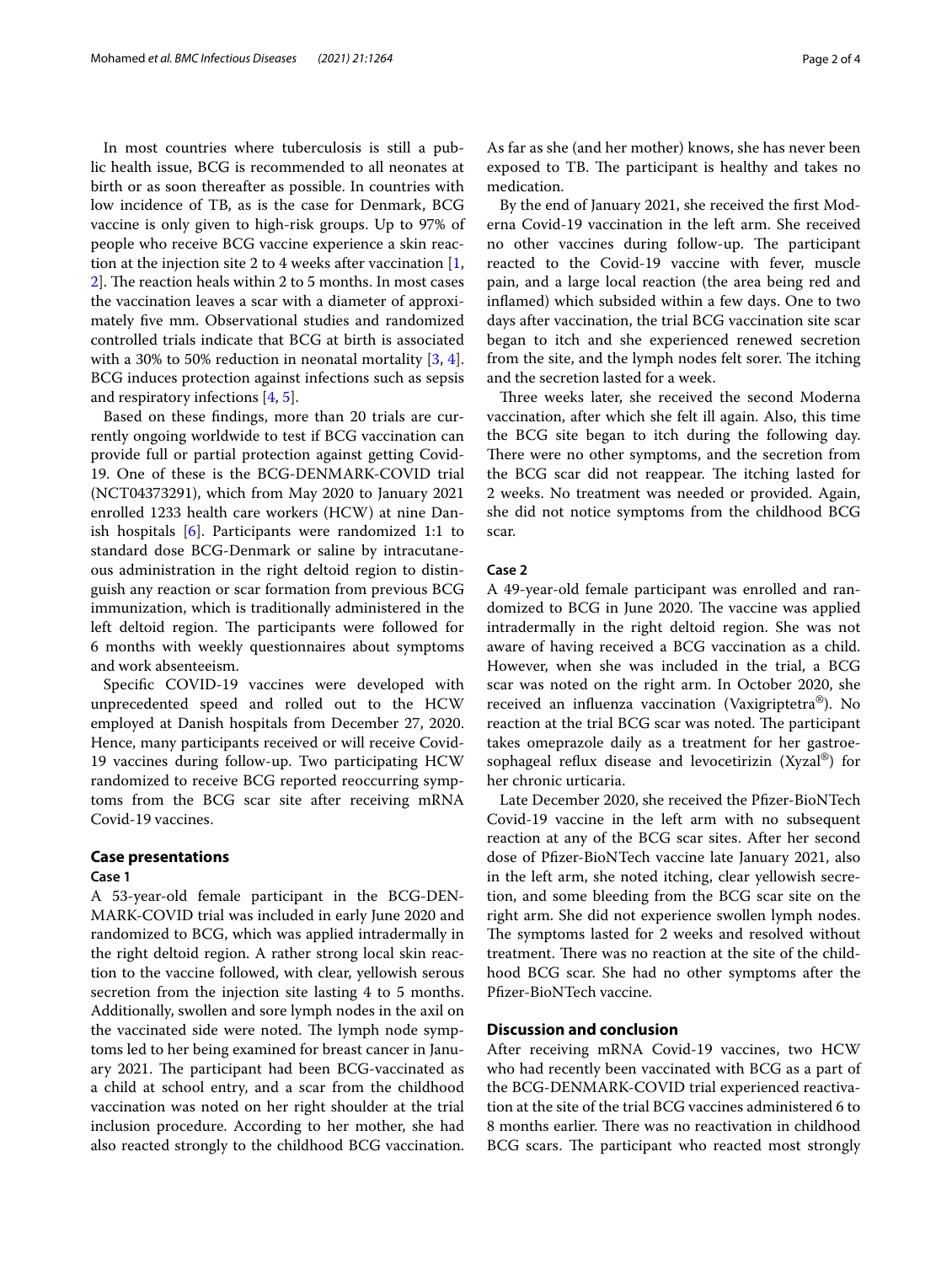In most countries where tuberculosis is still a public health issue, BCG is recommended to all neonates at birth or as soon thereafter as possible. In countries with low incidence of TB, as is the case for Denmark, BCG vaccine is only given to high-risk groups. Up to 97% of people who receive BCG vaccine experience a skin reaction at the injection site 2 to 4 weeks after vaccination [1, 2]. The reaction heals within 2 to 5 months. In most cases the vaccination leaves a scar with a diameter of approximately five mm. Observational studies and randomized controlled trials indicate that BCG at birth is associated with a 30% to 50% reduction in neonatal mortality [3, 4]. BCG induces protection against infections such as sepsis and respiratory infections [4, 5].

Based on these findings, more than 20 trials are currently ongoing worldwide to test if BCG vaccination can provide full or partial protection against getting Covid-19. One of these is the BCG-DENMARK-COVID trial (NCT04373291), which from May 2020 to January 2021 enrolled 1233 health care workers (HCW) at nine Danish hospitals [6]. Participants were randomized 1:1 to standard dose BCG-Denmark or saline by intracutaneous administration in the right deltoid region to distinguish any reaction or scar formation from previous BCG immunization, which is traditionally administered in the left deltoid region. The participants were followed for 6 months with weekly questionnaires about symptoms and work absenteeism.

Specific COVID-19 vaccines were developed with unprecedented speed and rolled out to the HCW employed at Danish hospitals from December 27, 2020. Hence, many participants received or will receive Covid-19 vaccines during follow-up. Two participating HCW randomized to receive BCG reported reoccurring symptoms from the BCG scar site after receiving mRNA Covid-19 vaccines.

## Case presentations

### Case 1

A 53-year-old female participant in the BCG-DENMARK-COVID trial was included in early June 2020 and randomized to BCG, which was applied intradermally in the right deltoid region. A rather strong local skin reaction to the vaccine followed, with clear, yellowish serous secretion from the injection site lasting 4 to 5 months. Additionally, swollen and sore lymph nodes in the axil on the vaccinated side were noted. The lymph node symptoms led to her being examined for breast cancer in January 2021. The participant had been BCG-vaccinated as a child at school entry, and a scar from the childhood vaccination was noted on her right shoulder at the trial inclusion procedure. According to her mother, she had also reacted strongly to the childhood BCG vaccination. As far as she (and her mother) knows, she has never been exposed to TB. The participant is healthy and takes no medication.

By the end of January 2021, she received the first Moderna Covid-19 vaccination in the left arm. She received no other vaccines during follow-up. The participant reacted to the Covid-19 vaccine with fever, muscle pain, and a large local reaction (the area being red and inflamed) which subsided within a few days. One to two days after vaccination, the trial BCG vaccination site scar began to itch and she experienced renewed secretion from the site, and the lymph nodes felt sorer. The itching and the secretion lasted for a week.

Three weeks later, she received the second Moderna vaccination, after which she felt ill again. Also, this time the BCG site began to itch during the following day. There were no other symptoms, and the secretion from the BCG scar did not reappear. The itching lasted for 2 weeks. No treatment was needed or provided. Again, she did not notice symptoms from the childhood BCG scar.

### Case 2

A 49-year-old female participant was enrolled and randomized to BCG in June 2020. The vaccine was applied intradermally in the right deltoid region. She was not aware of having received a BCG vaccination as a child. However, when she was included in the trial, a BCG scar was noted on the right arm. In October 2020, she received an influenza vaccination (Vaxigriptetra®). No reaction at the trial BCG scar was noted. The participant takes omeprazole daily as a treatment for her gastroesophageal reflux disease and levocetirizin (Xyzal®) for her chronic urticaria.

Late December 2020, she received the Pfizer-BioNTech Covid-19 vaccine in the left arm with no subsequent reaction at any of the BCG scar sites. After her second dose of Pfizer-BioNTech vaccine late January 2021, also in the left arm, she noted itching, clear yellowish secretion, and some bleeding from the BCG scar site on the right arm. She did not experience swollen lymph nodes. The symptoms lasted for 2 weeks and resolved without treatment. There was no reaction at the site of the childhood BCG scar. She had no other symptoms after the Pfizer-BioNTech vaccine.

## Discussion and conclusion

After receiving mRNA Covid-19 vaccines, two HCW who had recently been vaccinated with BCG as a part of the BCG-DENMARK-COVID trial experienced reactivation at the site of the trial BCG vaccines administered 6 to 8 months earlier. There was no reactivation in childhood BCG scars. The participant who reacted most strongly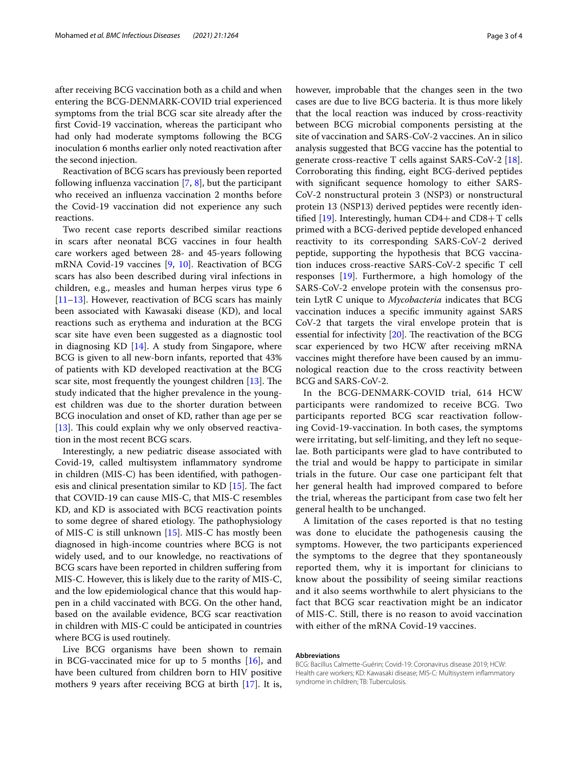after receiving BCG vaccination both as a child and when entering the BCG-DENMARK-COVID trial experienced symptoms from the trial BCG scar site already after the first Covid-19 vaccination, whereas the participant who had only had moderate symptoms following the BCG inoculation 6 months earlier only noted reactivation after the second injection.

Reactivation of BCG scars has previously been reported following influenza vaccination [7, 8], but the participant who received an influenza vaccination 2 months before the Covid-19 vaccination did not experience any such reactions.

Two recent case reports described similar reactions in scars after neonatal BCG vaccines in four health care workers aged between 28- and 45-years following mRNA Covid-19 vaccines [9, 10]. Reactivation of BCG scars has also been described during viral infections in children, e.g., measles and human herpes virus type 6 [11–13]. However, reactivation of BCG scars has mainly been associated with Kawasaki disease (KD), and local reactions such as erythema and induration at the BCG scar site have even been suggested as a diagnostic tool in diagnosing KD [14]. A study from Singapore, where BCG is given to all new-born infants, reported that 43% of patients with KD developed reactivation at the BCG scar site, most frequently the youngest children [13]. The study indicated that the higher prevalence in the youngest children was due to the shorter duration between BCG inoculation and onset of KD, rather than age per se [13]. This could explain why we only observed reactivation in the most recent BCG scars.

Interestingly, a new pediatric disease associated with Covid-19, called multisystem inflammatory syndrome in children (MIS-C) has been identified, with pathogenesis and clinical presentation similar to KD [15]. The fact that COVID-19 can cause MIS-C, that MIS-C resembles KD, and KD is associated with BCG reactivation points to some degree of shared etiology. The pathophysiology of MIS-C is still unknown [15]. MIS-C has mostly been diagnosed in high-income countries where BCG is not widely used, and to our knowledge, no reactivations of BCG scars have been reported in children suffering from MIS-C. However, this is likely due to the rarity of MIS-C, and the low epidemiological chance that this would happen in a child vaccinated with BCG. On the other hand, based on the available evidence, BCG scar reactivation in children with MIS-C could be anticipated in countries where BCG is used routinely.

Live BCG organisms have been shown to remain in BCG-vaccinated mice for up to 5 months [16], and have been cultured from children born to HIV positive mothers 9 years after receiving BCG at birth [17]. It is, however, improbable that the changes seen in the two cases are due to live BCG bacteria. It is thus more likely that the local reaction was induced by cross-reactivity between BCG microbial components persisting at the site of vaccination and SARS-CoV-2 vaccines. An in silico analysis suggested that BCG vaccine has the potential to generate cross-reactive T cells against SARS-CoV-2 [18]. Corroborating this finding, eight BCG-derived peptides with significant sequence homology to either SARS-CoV-2 nonstructural protein 3 (NSP3) or nonstructural protein 13 (NSP13) derived peptides were recently identified [19]. Interestingly, human CD4+ and CD8+ T cells primed with a BCG-derived peptide developed enhanced reactivity to its corresponding SARS-CoV-2 derived peptide, supporting the hypothesis that BCG vaccination induces cross-reactive SARS-CoV-2 specific T cell responses [19]. Furthermore, a high homology of the SARS-CoV-2 envelope protein with the consensus protein LytR C unique to *Mycobacteria* indicates that BCG vaccination induces a specific immunity against SARS CoV-2 that targets the viral envelope protein that is essential for infectivity [20]. The reactivation of the BCG scar experienced by two HCW after receiving mRNA vaccines might therefore have been caused by an immunological reaction due to the cross reactivity between BCG and SARS-CoV-2.

In the BCG-DENMARK-COVID trial, 614 HCW participants were randomized to receive BCG. Two participants reported BCG scar reactivation following Covid-19-vaccination. In both cases, the symptoms were irritating, but self-limiting, and they left no sequelae. Both participants were glad to have contributed to the trial and would be happy to participate in similar trials in the future. Our case one participant felt that her general health had improved compared to before the trial, whereas the participant from case two felt her general health to be unchanged.

A limitation of the cases reported is that no testing was done to elucidate the pathogenesis causing the symptoms. However, the two participants experienced the symptoms to the degree that they spontaneously reported them, why it is important for clinicians to know about the possibility of seeing similar reactions and it also seems worthwhile to alert physicians to the fact that BCG scar reactivation might be an indicator of MIS-C. Still, there is no reason to avoid vaccination with either of the mRNA Covid-19 vaccines.

#### Abbreviations

BCG: Bacillus Calmette-Guérin; Covid-19: Coronavirus disease 2019; HCW: Health care workers; KD: Kawasaki disease; MIS-C: Multisystem inflammatory syndrome in children; TB: Tuberculosis.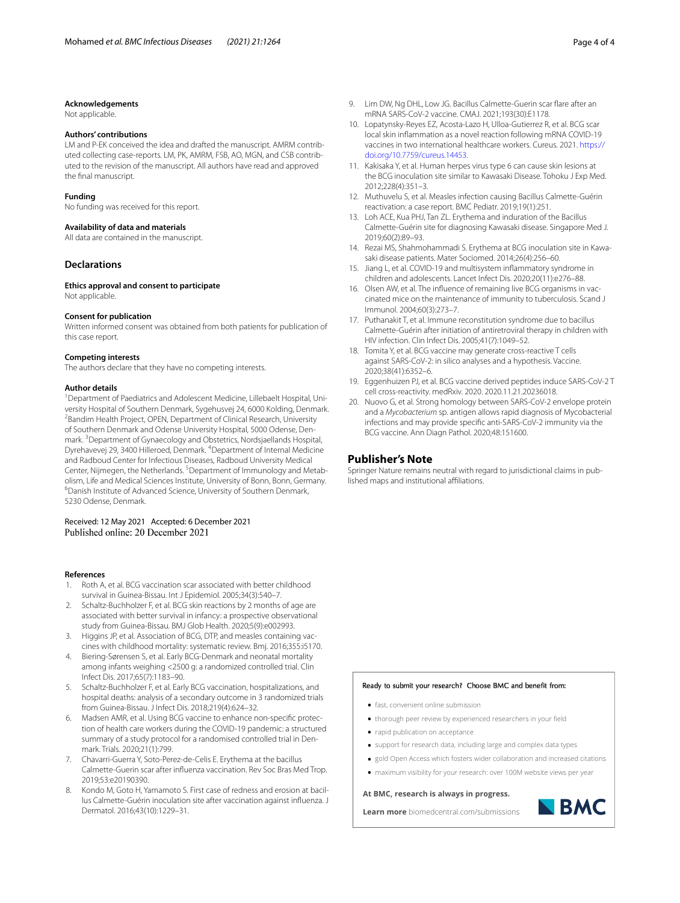### Acknowledgements

Not applicable.

### Authors' contributions

LM and P-EK conceived the idea and drafted the manuscript. AMRM contributed collecting case-reports. LM, PK, AMRM, FSB, AO, MGN, and CSB contributed to the revision of the manuscript. All authors have read and approved the final manuscript.

### Funding

No funding was received for this report.

### Availability of data and materials

All data are contained in the manuscript.

## Declarations

### Ethics approval and consent to participate

Not applicable.

### Consent for publication

Written informed consent was obtained from both patients for publication of this case report.

### Competing interests

The authors declare that they have no competing interests.

### Author details

[1]Department of Paediatrics and Adolescent Medicine, Lillebaelt Hospital, University Hospital of Southern Denmark, Sygehusvej 24, 6000 Kolding, Denmark. [2]Bandim Health Project, OPEN, Department of Clinical Research, University of Southern Denmark and Odense University Hospital, 5000 Odense, Denmark. [3]Department of Gynaecology and Obstetrics, Nordsjaellands Hospital, Dyrehavevej 29, 3400 Hilleroed, Denmark. [4]Department of Internal Medicine and Radboud Center for Infectious Diseases, Radboud University Medical Center, Nijmegen, the Netherlands. [5]Department of Immunology and Metabolism, Life and Medical Sciences Institute, University of Bonn, Bonn, Germany. [6]Danish Institute of Advanced Science, University of Southern Denmark, 5230 Odense, Denmark.

Received: 12 May 2021 Accepted: 6 December 2021
Published online: 20 December 2021

### References

1. Roth A, et al. BCG vaccination scar associated with better childhood survival in Guinea-Bissau. Int J Epidemiol. 2005;34(3):540–7.
2. Schaltz-Buchholzer F, et al. BCG skin reactions by 2 months of age are associated with better survival in infancy: a prospective observational study from Guinea-Bissau. BMJ Glob Health. 2020;5(9):e002993.
3. Higgins JP, et al. Association of BCG, DTP, and measles containing vaccines with childhood mortality: systematic review. Bmj. 2016;355:i5170.
4. Biering-Sørensen S, et al. Early BCG-Denmark and neonatal mortality among infants weighing <2500 g: a randomized controlled trial. Clin Infect Dis. 2017;65(7):1183–90.
5. Schaltz-Buchholzer F, et al. Early BCG vaccination, hospitalizations, and hospital deaths: analysis of a secondary outcome in 3 randomized trials from Guinea-Bissau. J Infect Dis. 2018;219(4):624–32.
6. Madsen AMR, et al. Using BCG vaccine to enhance non-specific protection of health care workers during the COVID-19 pandemic: a structured summary of a study protocol for a randomised controlled trial in Denmark. Trials. 2020;21(1):799.
7. Chavarri-Guerra Y, Soto-Perez-de-Celis E. Erythema at the bacillus Calmette-Guerin scar after influenza vaccination. Rev Soc Bras Med Trop. 2019;53:e20190390.
8. Kondo M, Goto H, Yamamoto S. First case of redness and erosion at bacillus Calmette-Guérin inoculation site after vaccination against influenza. J Dermatol. 2016;43(10):1229–31.
9. Lim DW, Ng DHL, Low JG. Bacillus Calmette-Guerin scar flare after an mRNA SARS-CoV-2 vaccine. CMAJ. 2021;193(30):E1178.
10. Lopatynsky-Reyes EZ, Acosta-Lazo H, Ulloa-Gutierrez R, et al. BCG scar local skin inflammation as a novel reaction following mRNA COVID-19 vaccines in two international healthcare workers. Cureus. 2021. https://doi.org/10.7759/cureus.14453.
11. Kakisaka Y, et al. Human herpes virus type 6 can cause skin lesions at the BCG inoculation site similar to Kawasaki Disease. Tohoku J Exp Med. 2012;228(4):351–3.
12. Muthuvelu S, et al. Measles infection causing Bacillus Calmette-Guérin reactivation: a case report. BMC Pediatr. 2019;19(1):251.
13. Loh ACE, Kua PHJ, Tan ZL. Erythema and induration of the Bacillus Calmette-Guérin site for diagnosing Kawasaki disease. Singapore Med J. 2019;60(2):89–93.
14. Rezai MS, Shahmohammadi S. Erythema at BCG inoculation site in Kawasaki disease patients. Mater Sociomed. 2014;26(4):256–60.
15. Jiang L, et al. COVID-19 and multisystem inflammatory syndrome in children and adolescents. Lancet Infect Dis. 2020;20(11):e276–88.
16. Olsen AW, et al. The influence of remaining live BCG organisms in vaccinated mice on the maintenance of immunity to tuberculosis. Scand J Immunol. 2004;60(3):273–7.
17. Puthanakit T, et al. Immune reconstitution syndrome due to bacillus Calmette-Guérin after initiation of antiretroviral therapy in children with HIV infection. Clin Infect Dis. 2005;41(7):1049–52.
18. Tomita Y, et al. BCG vaccine may generate cross-reactive T cells against SARS-CoV-2: in silico analyses and a hypothesis. Vaccine. 2020;38(41):6352–6.
19. Eggenhuizen PJ, et al. BCG vaccine derived peptides induce SARS-CoV-2 T cell cross-reactivity. medRxiv. 2020. 2020.11.21.20236018.
20. Nuovo G, et al. Strong homology between SARS-CoV-2 envelope protein and a *Mycobacterium* sp. antigen allows rapid diagnosis of Mycobacterial infections and may provide specific anti-SARS-CoV-2 immunity via the BCG vaccine. Ann Diagn Pathol. 2020;48:151600.

## Publisher's Note

Springer Nature remains neutral with regard to jurisdictional claims in published maps and institutional affiliations.